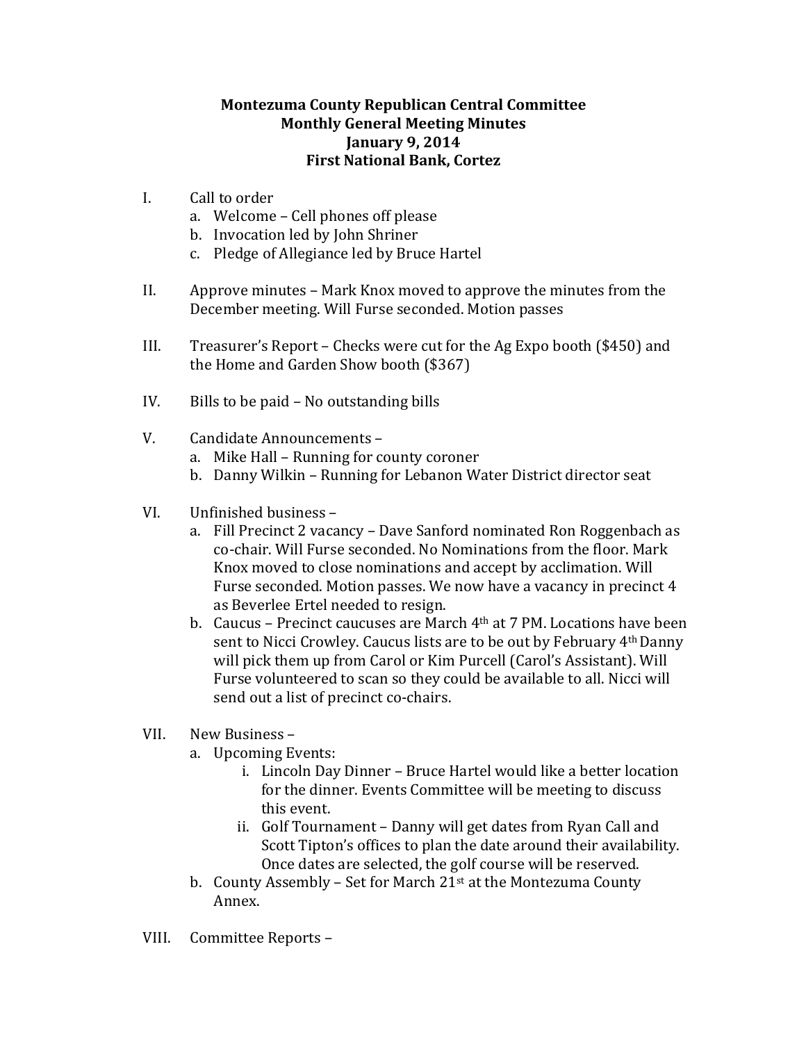**Montezuma County Republican Central Committee**
**Monthly General Meeting Minutes**
**January 9, 2014**
**First National Bank, Cortez**

I. Call to order
   a. Welcome – Cell phones off please
   b. Invocation led by John Shriner
   c. Pledge of Allegiance led by Bruce Hartel

II. Approve minutes – Mark Knox moved to approve the minutes from the December meeting. Will Furse seconded. Motion passes

III. Treasurer's Report – Checks were cut for the Ag Expo booth ($450) and the Home and Garden Show booth ($367)

IV. Bills to be paid – No outstanding bills

V. Candidate Announcements –
   a. Mike Hall – Running for county coroner
   b. Danny Wilkin – Running for Lebanon Water District director seat

VI. Unfinished business –
   a. Fill Precinct 2 vacancy – Dave Sanford nominated Ron Roggenbach as co-chair. Will Furse seconded. No Nominations from the floor. Mark Knox moved to close nominations and accept by acclimation. Will Furse seconded. Motion passes. We now have a vacancy in precinct 4 as Beverlee Ertel needed to resign.
   b. Caucus – Precinct caucuses are March 4th at 7 PM. Locations have been sent to Nicci Crowley. Caucus lists are to be out by February 4th Danny will pick them up from Carol or Kim Purcell (Carol's Assistant). Will Furse volunteered to scan so they could be available to all. Nicci will send out a list of precinct co-chairs.

VII. New Business –
   a. Upcoming Events:
      i. Lincoln Day Dinner – Bruce Hartel would like a better location for the dinner. Events Committee will be meeting to discuss this event.
      ii. Golf Tournament – Danny will get dates from Ryan Call and Scott Tipton's offices to plan the date around their availability. Once dates are selected, the golf course will be reserved.
   b. County Assembly – Set for March 21st at the Montezuma County Annex.

VIII. Committee Reports –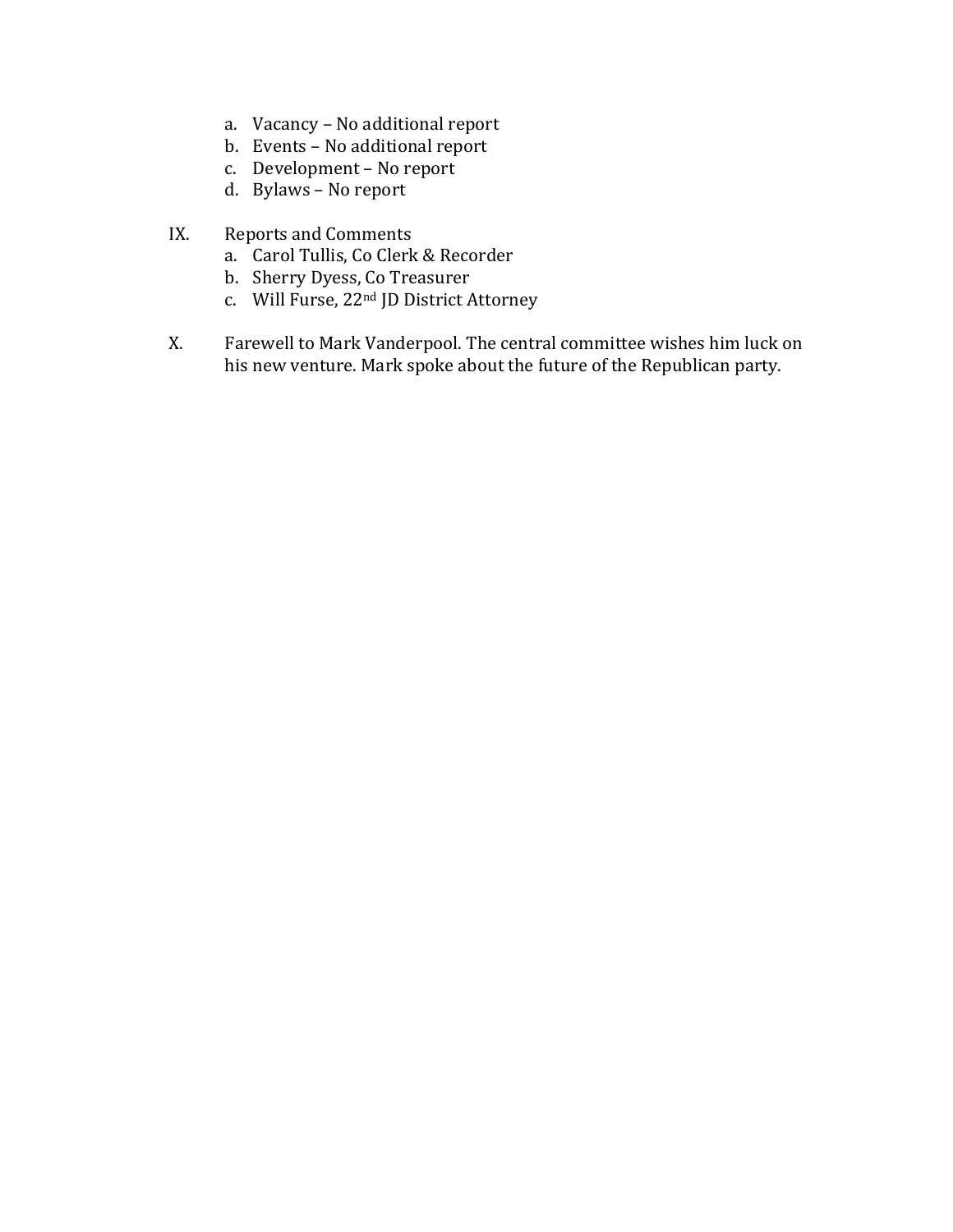a. Vacancy – No additional report
b. Events – No additional report
c. Development – No report
d. Bylaws – No report

IX. Reports and Comments
  a. Carol Tullis, Co Clerk & Recorder
  b. Sherry Dyess, Co Treasurer
  c. Will Furse, 22nd JD District Attorney

X. Farewell to Mark Vanderpool. The central committee wishes him luck on his new venture. Mark spoke about the future of the Republican party.